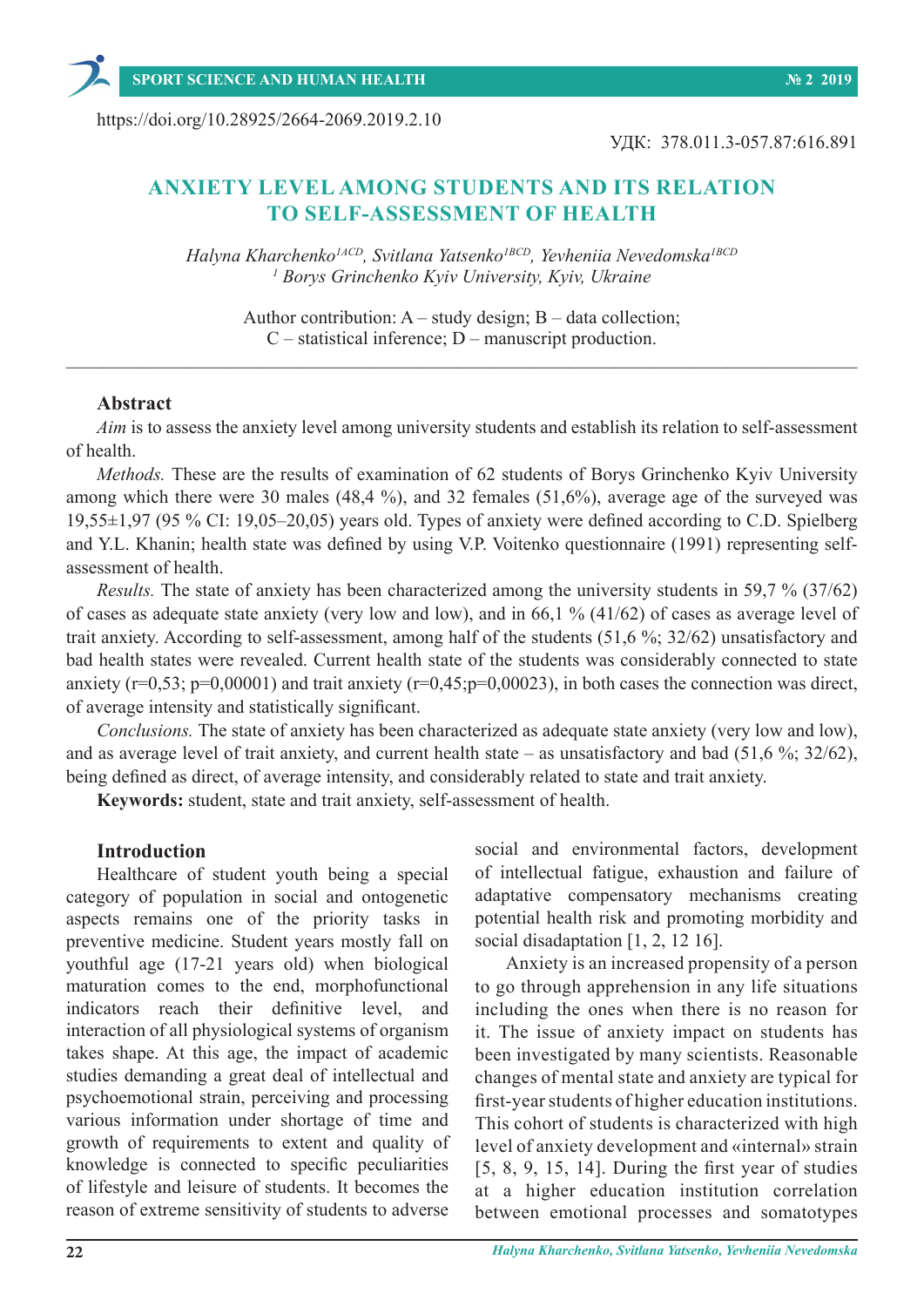https://doi.org/10.28925/2664-2069.2019.2.10

УДК: 378.011.3-057.87:616.891

# ANXIETY LEVEL AMONG STUDENTS AND ITS RELATION TO SELF-ASSESSMENT OF HEALTH

*Halyna Kharchenko[1ACD], Svitlana Yatsenko[1BCD], Yevheniia Nevedomska[1BCD]*
*[1] Borys Grinchenko Kyiv University, Kyiv, Ukraine*

Author contribution: A – study design; B – data collection; C – statistical inference; D – manuscript production.

---

## Abstract

*Aim* is to assess the anxiety level among university students and establish its relation to self-assessment of health.

*Methods.* These are the results of examination of 62 students of Borys Grinchenko Kyiv University among which there were 30 males (48,4 %), and 32 females (51,6%), average age of the surveyed was 19,55±1,97 (95 % CI: 19,05–20,05) years old. Types of anxiety were defined according to C.D. Spielberg and Y.L. Khanin; health state was defined by using V.P. Voitenko questionnaire (1991) representing self-assessment of health.

*Results.* The state of anxiety has been characterized among the university students in 59,7 % (37/62) of cases as adequate state anxiety (very low and low), and in 66,1 % (41/62) of cases as average level of trait anxiety. According to self-assessment, among half of the students (51,6 %; 32/62) unsatisfactory and bad health states were revealed. Current health state of the students was considerably connected to state anxiety (r=0,53; p=0,00001) and trait anxiety (r=0,45;p=0,00023), in both cases the connection was direct, of average intensity and statistically significant.

*Conclusions.* The state of anxiety has been characterized as adequate state anxiety (very low and low), and as average level of trait anxiety, and current health state – as unsatisfactory and bad (51,6 %; 32/62), being defined as direct, of average intensity, and considerably related to state and trait anxiety.

**Keywords:** student, state and trait anxiety, self-assessment of health.

## Introduction

Healthcare of student youth being a special category of population in social and ontogenetic aspects remains one of the priority tasks in preventive medicine. Student years mostly fall on youthful age (17-21 years old) when biological maturation comes to the end, morphofunctional indicators reach their definitive level, and interaction of all physiological systems of organism takes shape. At this age, the impact of academic studies demanding a great deal of intellectual and psychoemotional strain, perceiving and processing various information under shortage of time and growth of requirements to extent and quality of knowledge is connected to specific peculiarities of lifestyle and leisure of students. It becomes the reason of extreme sensitivity of students to adverse social and environmental factors, development of intellectual fatigue, exhaustion and failure of adaptative compensatory mechanisms creating potential health risk and promoting morbidity and social disadaptation [1, 2, 12 16].

Anxiety is an increased propensity of a person to go through apprehension in any life situations including the ones when there is no reason for it. The issue of anxiety impact on students has been investigated by many scientists. Reasonable changes of mental state and anxiety are typical for first-year students of higher education institutions. This cohort of students is characterized with high level of anxiety development and «internal» strain [5, 8, 9, 15, 14]. During the first year of studies at a higher education institution correlation between emotional processes and somatotypes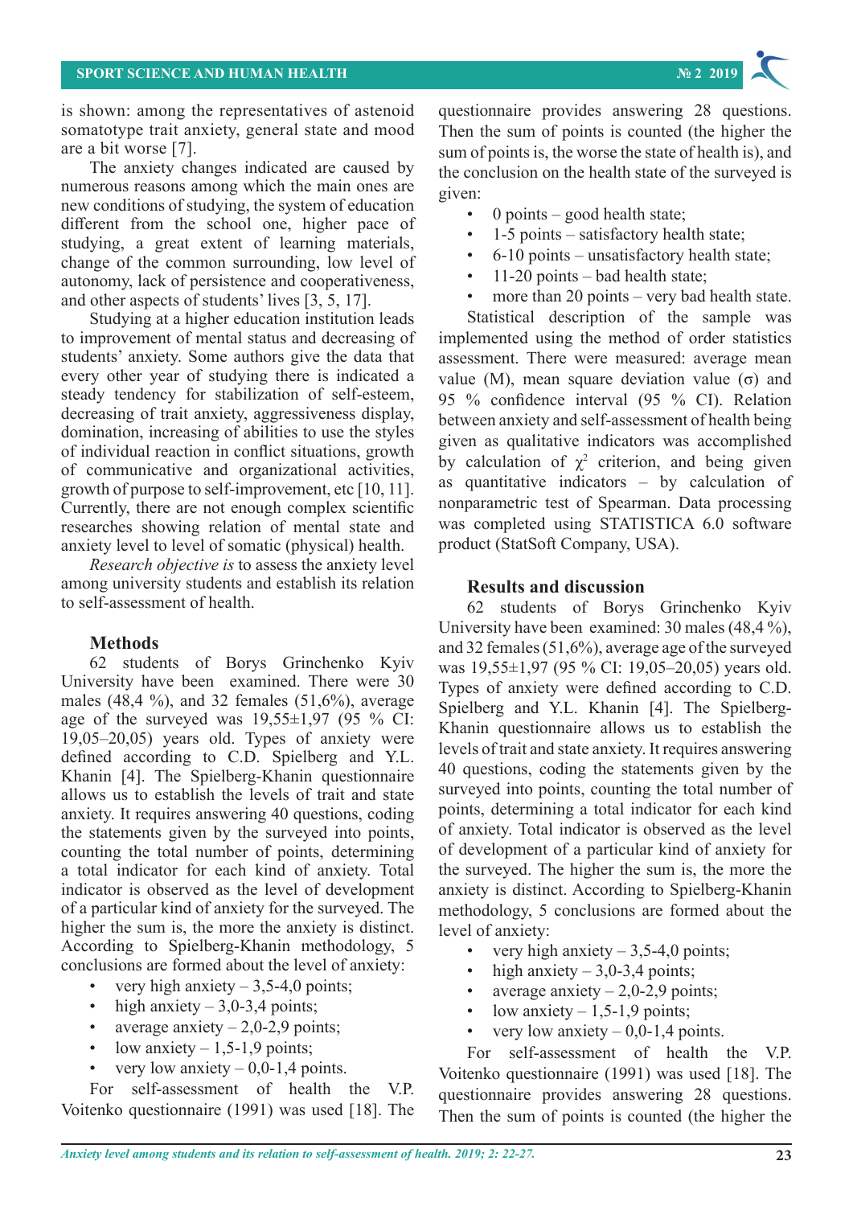is shown: among the representatives of astenoid somatotype trait anxiety, general state and mood are a bit worse [7].

The anxiety changes indicated are caused by numerous reasons among which the main ones are new conditions of studying, the system of education different from the school one, higher pace of studying, a great extent of learning materials, change of the common surrounding, low level of autonomy, lack of persistence and cooperativeness, and other aspects of students' lives [3, 5, 17].

Studying at a higher education institution leads to improvement of mental status and decreasing of students' anxiety. Some authors give the data that every other year of studying there is indicated a steady tendency for stabilization of self-esteem, decreasing of trait anxiety, aggressiveness display, domination, increasing of abilities to use the styles of individual reaction in conflict situations, growth of communicative and organizational activities, growth of purpose to self-improvement, etc [10, 11]. Currently, there are not enough complex scientific researches showing relation of mental state and anxiety level to level of somatic (physical) health.

*Research objective is* to assess the anxiety level among university students and establish its relation to self-assessment of health.

## Methods

62 students of Borys Grinchenko Kyiv University have been examined. There were 30 males (48,4 %), and 32 females (51,6%), average age of the surveyed was 19,55±1,97 (95 % CI: 19,05–20,05) years old. Types of anxiety were defined according to C.D. Spielberg and Y.L. Khanin [4]. The Spielberg-Khanin questionnaire allows us to establish the levels of trait and state anxiety. It requires answering 40 questions, coding the statements given by the surveyed into points, counting the total number of points, determining a total indicator for each kind of anxiety. Total indicator is observed as the level of development of a particular kind of anxiety for the surveyed. The higher the sum is, the more the anxiety is distinct. According to Spielberg-Khanin methodology, 5 conclusions are formed about the level of anxiety:

- very high anxiety – 3,5-4,0 points;
- high anxiety – 3,0-3,4 points;
- average anxiety – 2,0-2,9 points;
- low anxiety – 1,5-1,9 points;
- very low anxiety – 0,0-1,4 points.

For self-assessment of health the V.P. Voitenko questionnaire (1991) was used [18]. The questionnaire provides answering 28 questions. Then the sum of points is counted (the higher the sum of points is, the worse the state of health is), and the conclusion on the health state of the surveyed is given:

- 0 points – good health state;
- 1-5 points – satisfactory health state;
- 6-10 points – unsatisfactory health state;
- 11-20 points – bad health state;
- more than 20 points – very bad health state.

Statistical description of the sample was implemented using the method of order statistics assessment. There were measured: average mean value (M), mean square deviation value (σ) and 95 % confidence interval (95 % CI). Relation between anxiety and self-assessment of health being given as qualitative indicators was accomplished by calculation of $\chi^2$ criterion, and being given as quantitative indicators – by calculation of nonparametric test of Spearman. Data processing was completed using STATISTICA 6.0 software product (StatSoft Company, USA).

## Results and discussion

62 students of Borys Grinchenko Kyiv University have been examined: 30 males (48,4 %), and 32 females (51,6%), average age of the surveyed was 19,55±1,97 (95 % CI: 19,05–20,05) years old. Types of anxiety were defined according to C.D. Spielberg and Y.L. Khanin [4]. The Spielberg-Khanin questionnaire allows us to establish the levels of trait and state anxiety. It requires answering 40 questions, coding the statements given by the surveyed into points, counting the total number of points, determining a total indicator for each kind of anxiety. Total indicator is observed as the level of development of a particular kind of anxiety for the surveyed. The higher the sum is, the more the anxiety is distinct. According to Spielberg-Khanin methodology, 5 conclusions are formed about the level of anxiety:

- very high anxiety – 3,5-4,0 points;
- high anxiety – 3,0-3,4 points;
- average anxiety – 2,0-2,9 points;
- low anxiety – 1,5-1,9 points;
- very low anxiety – 0,0-1,4 points.

For self-assessment of health the V.P. Voitenko questionnaire (1991) was used [18]. The questionnaire provides answering 28 questions. Then the sum of points is counted (the higher the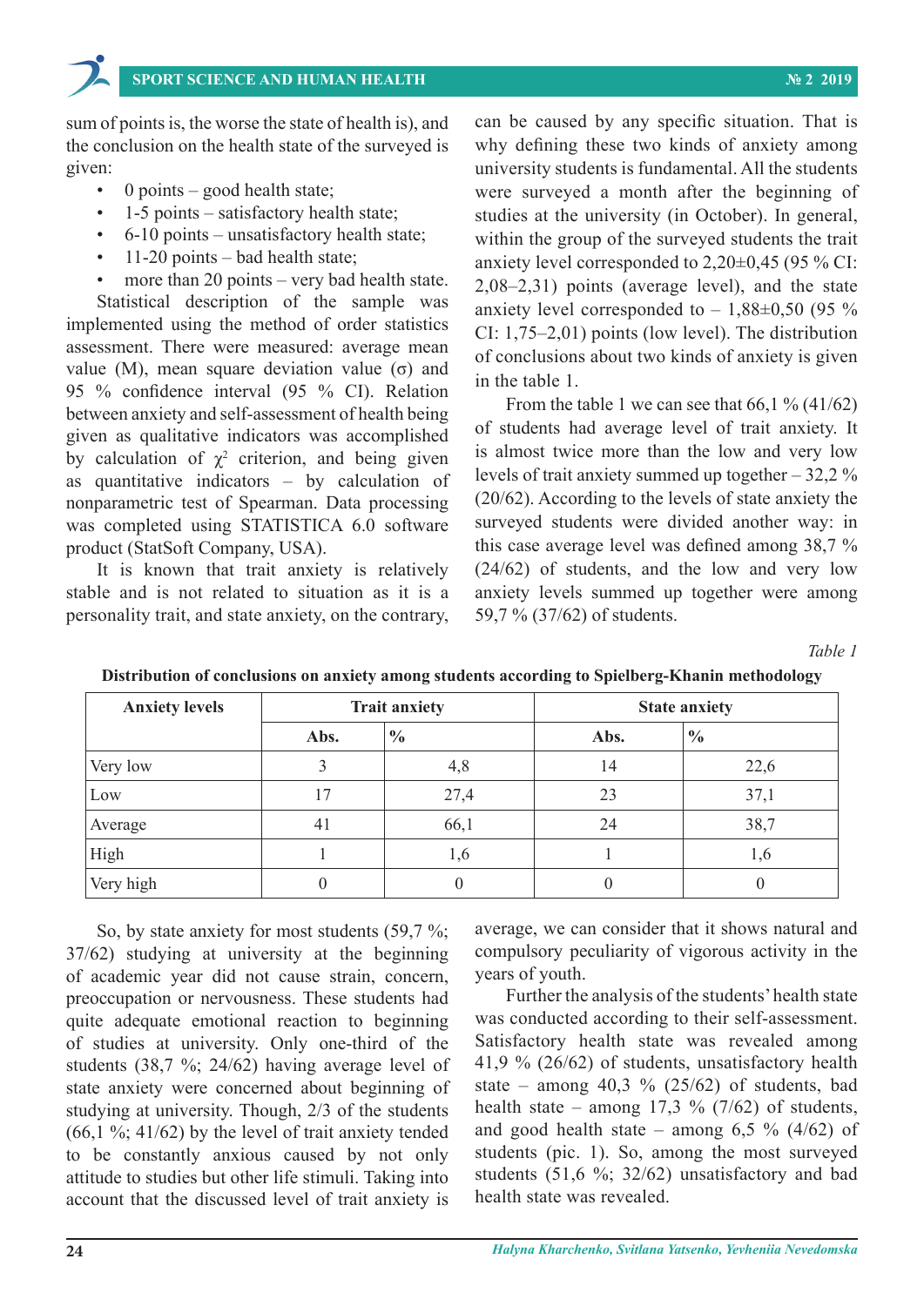sum of points is, the worse the state of health is), and the conclusion on the health state of the surveyed is given:

- 0 points – good health state;
- 1-5 points – satisfactory health state;
- 6-10 points – unsatisfactory health state;
- 11-20 points – bad health state;
- more than 20 points – very bad health state.

Statistical description of the sample was implemented using the method of order statistics assessment. There were measured: average mean value (M), mean square deviation value (σ) and 95 % confidence interval (95 % CI). Relation between anxiety and self-assessment of health being given as qualitative indicators was accomplished by calculation of $\chi^2$ criterion, and being given as quantitative indicators – by calculation of nonparametric test of Spearman. Data processing was completed using STATISTICA 6.0 software product (StatSoft Company, USA).

It is known that trait anxiety is relatively stable and is not related to situation as it is a personality trait, and state anxiety, on the contrary, can be caused by any specific situation. That is why defining these two kinds of anxiety among university students is fundamental. All the students were surveyed a month after the beginning of studies at the university (in October). In general, within the group of the surveyed students the trait anxiety level corresponded to 2,20±0,45 (95 % CI: 2,08–2,31) points (average level), and the state anxiety level corresponded to – 1,88±0,50 (95 % CI: 1,75–2,01) points (low level). The distribution of conclusions about two kinds of anxiety is given in the table 1.

From the table 1 we can see that 66,1 % (41/62) of students had average level of trait anxiety. It is almost twice more than the low and very low levels of trait anxiety summed up together – 32,2 % (20/62). According to the levels of state anxiety the surveyed students were divided another way: in this case average level was defined among 38,7 % (24/62) of students, and the low and very low anxiety levels summed up together were among 59,7 % (37/62) of students.

*Table 1*

**Distribution of conclusions on anxiety among students according to Spielberg-Khanin methodology**

| Anxiety levels | Trait anxiety | | State anxiety | |
|---|---|---|---|---|
| | Abs. | % | Abs. | % |
| Very low | 3 | 4,8 | 14 | 22,6 |
| Low | 17 | 27,4 | 23 | 37,1 |
| Average | 41 | 66,1 | 24 | 38,7 |
| High | 1 | 1,6 | 1 | 1,6 |
| Very high | 0 | 0 | 0 | 0 |

So, by state anxiety for most students (59,7 %; 37/62) studying at university at the beginning of academic year did not cause strain, concern, preoccupation or nervousness. These students had quite adequate emotional reaction to beginning of studies at university. Only one-third of the students (38,7 %; 24/62) having average level of state anxiety were concerned about beginning of studying at university. Though, 2/3 of the students (66,1 %; 41/62) by the level of trait anxiety tended to be constantly anxious caused by not only attitude to studies but other life stimuli. Taking into account that the discussed level of trait anxiety is average, we can consider that it shows natural and compulsory peculiarity of vigorous activity in the years of youth.

Further the analysis of the students' health state was conducted according to their self-assessment. Satisfactory health state was revealed among 41,9 % (26/62) of students, unsatisfactory health state – among 40,3 % (25/62) of students, bad health state – among 17,3 % (7/62) of students, and good health state – among 6,5 % (4/62) of students (pic. 1). So, among the most surveyed students (51,6 %; 32/62) unsatisfactory and bad health state was revealed.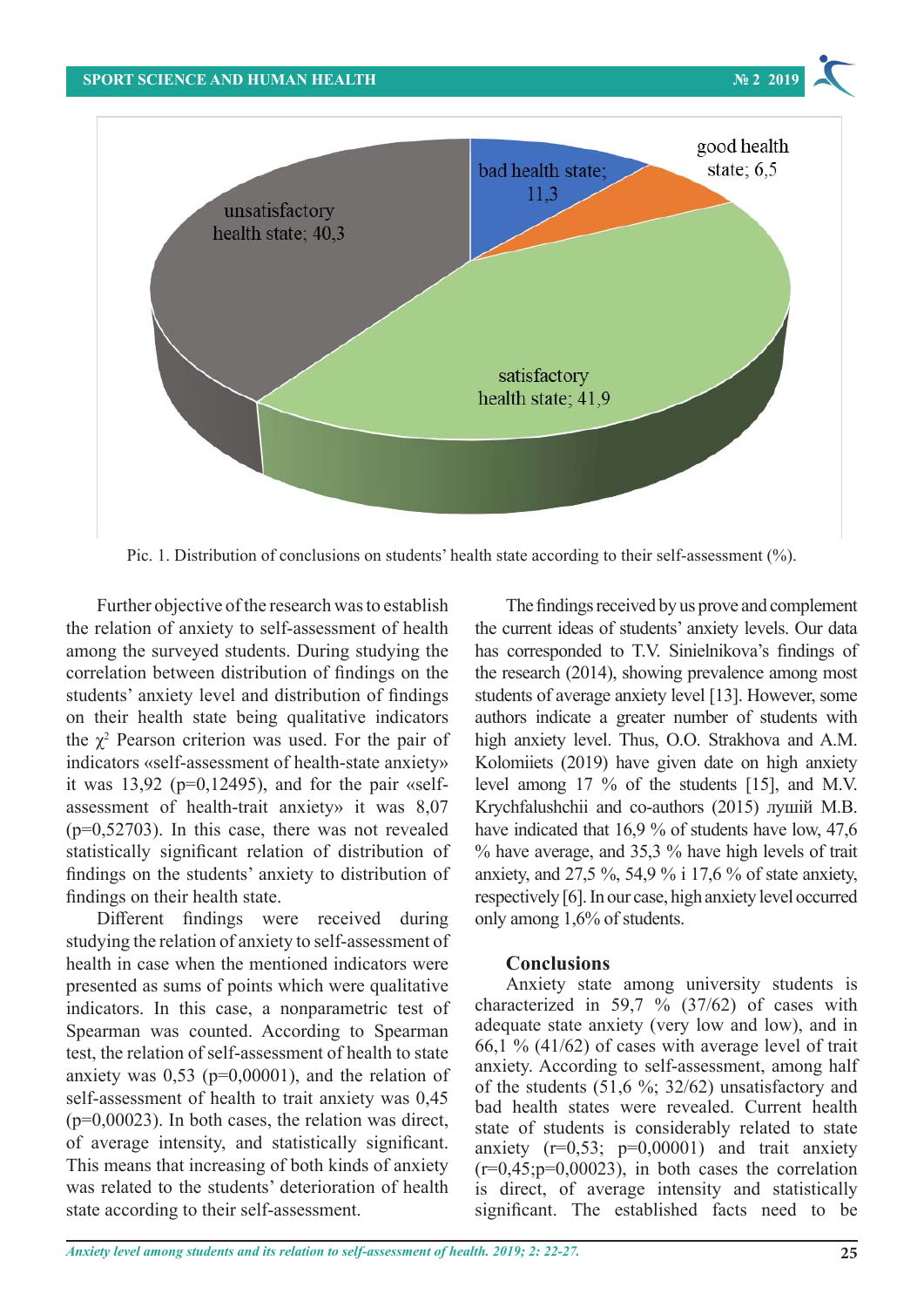Pic. 1. Distribution of conclusions on students' health state according to their self-assessment (%).

Further objective of the research was to establish the relation of anxiety to self-assessment of health among the surveyed students. During studying the correlation between distribution of findings on the students' anxiety level and distribution of findings on their health state being qualitative indicators the $\chi^2$ Pearson criterion was used. For the pair of indicators «self-assessment of health-state anxiety» it was 13,92 (p=0,12495), and for the pair «self-assessment of health-trait anxiety» it was 8,07 (p=0,52703). In this case, there was not revealed statistically significant relation of distribution of findings on the students' anxiety to distribution of findings on their health state.

Different findings were received during studying the relation of anxiety to self-assessment of health in case when the mentioned indicators were presented as sums of points which were qualitative indicators. In this case, a nonparametric test of Spearman was counted. According to Spearman test, the relation of self-assessment of health to state anxiety was 0,53 (p=0,00001), and the relation of self-assessment of health to trait anxiety was 0,45 (p=0,00023). In both cases, the relation was direct, of average intensity, and statistically significant. This means that increasing of both kinds of anxiety was related to the students' deterioration of health state according to their self-assessment.

The findings received by us prove and complement the current ideas of students' anxiety levels. Our data has corresponded to T.V. Sinielnikova's findings of the research (2014), showing prevalence among most students of average anxiety level [13]. However, some authors indicate a greater number of students with high anxiety level. Thus, O.O. Strakhova and A.M. Kolomiiets (2019) have given date on high anxiety level among 17 % of the students [15], and M.V. Krychfalushchii and co-authors (2015) лущий M.B. have indicated that 16,9 % of students have low, 47,6 % have average, and 35,3 % have high levels of trait anxiety, and 27,5 %, 54,9 % i 17,6 % of state anxiety, respectively [6]. In our case, high anxiety level occurred only among 1,6% of students.

## Conclusions

Anxiety state among university students is characterized in 59,7 % (37/62) of cases with adequate state anxiety (very low and low), and in 66,1 % (41/62) of cases with average level of trait anxiety. According to self-assessment, among half of the students (51,6 %; 32/62) unsatisfactory and bad health states were revealed. Current health state of students is considerably related to state anxiety (r=0,53; p=0,00001) and trait anxiety (r=0,45;p=0,00023), in both cases the correlation is direct, of average intensity and statistically significant. The established facts need to be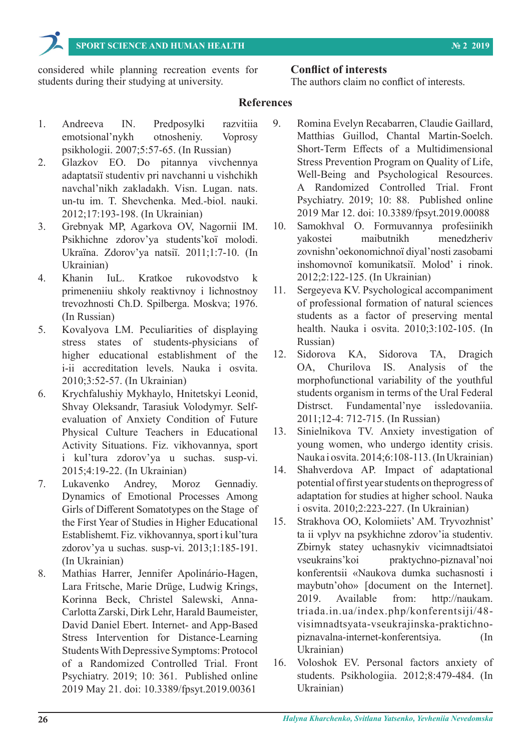considered while planning recreation events for students during their studying at university.

## Conflict of interests

The authors claim no conflict of interests.

## References

1. Andreeva IN. Predposylki razvitiia emotsional'nykh otnosheniy. Voprosy psikhologii. 2007;5:57-65. (In Russian)
2. Glazkov EO. Do pitannya vivchennya adaptatsiї studentiv pri navchanni u vishchikh navchal'nikh zakladakh. Visn. Lugan. nats. un-tu im. T. Shevchenka. Med.-biol. nauki. 2012;17:193-198. (In Ukrainian)
3. Grebnyak MP, Agarkova OV, Nagornii IM. Psikhichne zdorov'ya students'koї molodi. Ukraïna. Zdorov'ya natsiї. 2011;1:7-10. (In Ukrainian)
4. Khanin IuL. Kratkoe rukovodstvo k primeneniiu shkoly reaktivnoy i lichnostnoy trevozhnosti Ch.D. Spilberga. Moskva; 1976. (In Russian)
5. Kovalyova LM. Peculiarities of displaying stress states of students-physicians of higher educational establishment of the i-ii accreditation levels. Nauka i osvita. 2010;3:52-57. (In Ukrainian)
6. Krychfalushiy Mykhaylo, Hnitetskyi Leonid, Shvay Oleksandr, Tarasiuk Volodymyr. Self-evaluation of Anxiety Condition of Future Physical Culture Teachers in Educational Activity Situations. Fiz. vikhovannya, sport i kul'tura zdorov'ya u suchas. susp-vi. 2015;4:19-22. (In Ukrainian)
7. Lukavenko Andrey, Moroz Gennadiy. Dynamics of Emotional Processes Among Girls of Different Somatotypes on the Stage of the First Year of Studies in Higher Educational Establishemt. Fiz. vikhovannya, sport i kul'tura zdorov'ya u suchas. susp-vi. 2013;1:185-191. (In Ukrainian)
8. Mathias Harrer, Jennifer Apolinário-Hagen, Lara Fritsche, Marie Drüge, Ludwig Krings, Korinna Beck, Christel Salewski, Anna-Carlotta Zarski, Dirk Lehr, Harald Baumeister, David Daniel Ebert. Internet- and App-Based Stress Intervention for Distance-Learning Students With Depressive Symptoms: Protocol of a Randomized Controlled Trial. Front Psychiatry. 2019; 10: 361. Published online 2019 May 21. doi: 10.3389/fpsyt.2019.00361
9. Romina Evelyn Recabarren, Claudie Gaillard, Matthias Guillod, Chantal Martin-Soelch. Short-Term Effects of a Multidimensional Stress Prevention Program on Quality of Life, Well-Being and Psychological Resources. A Randomized Controlled Trial. Front Psychiatry. 2019; 10: 88. Published online 2019 Mar 12. doi: 10.3389/fpsyt.2019.00088
10. Samokhval O. Formuvannya profesiinikh yakostei maibutnikh menedzheriv zovnishn'oekonomichnoї diyal'nosti zasobami inshomovnoї komunikatsiї. Molod' i rinok. 2012;2:122-125. (In Ukrainian)
11. Sergeyeva KV. Psychological accompaniment of professional formation of natural sciences students as a factor of preserving mental health. Nauka i osvita. 2010;3:102-105. (In Russian)
12. Sidorova KA, Sidorova TA, Dragich OA, Churilova IS. Analysis of the morphofunctional variability of the youthful students organism in terms of the Ural Federal Distrsct. Fundamental'nye issledovaniia. 2011;12-4: 712-715. (In Russian)
13. Sinielnikova TV. Anxiety investigation of young women, who undergo identity crisis. Nauka i osvita. 2014;6:108-113. (In Ukrainian)
14. Shahverdova AP. Impact of adaptational potential of first year students on theprogress of adaptation for studies at higher school. Nauka i osvita. 2010;2:223-227. (In Ukrainian)
15. Strakhova OO, Kolomiiets' AM. Tryvozhnist' ta ii vplyv na psykhichne zdorov'ia studentiv. Zbirnyk statey uchasnykiv vicimnadtsiatoi vseukrains'koi praktychno-piznaval'noi konferentsii «Naukova dumka suchasnosti i maybutn'oho» [document on the Internet]. 2019. Available from: http://naukam.triada.in.ua/index.php/konferentsiji/48-visimnadtsyata-vseukrajinska-praktichno-piznavalna-internet-konferentsiya. (In Ukrainian)
16. Voloshok EV. Personal factors anxiety of students. Psikhologiia. 2012;8:479-484. (In Ukrainian)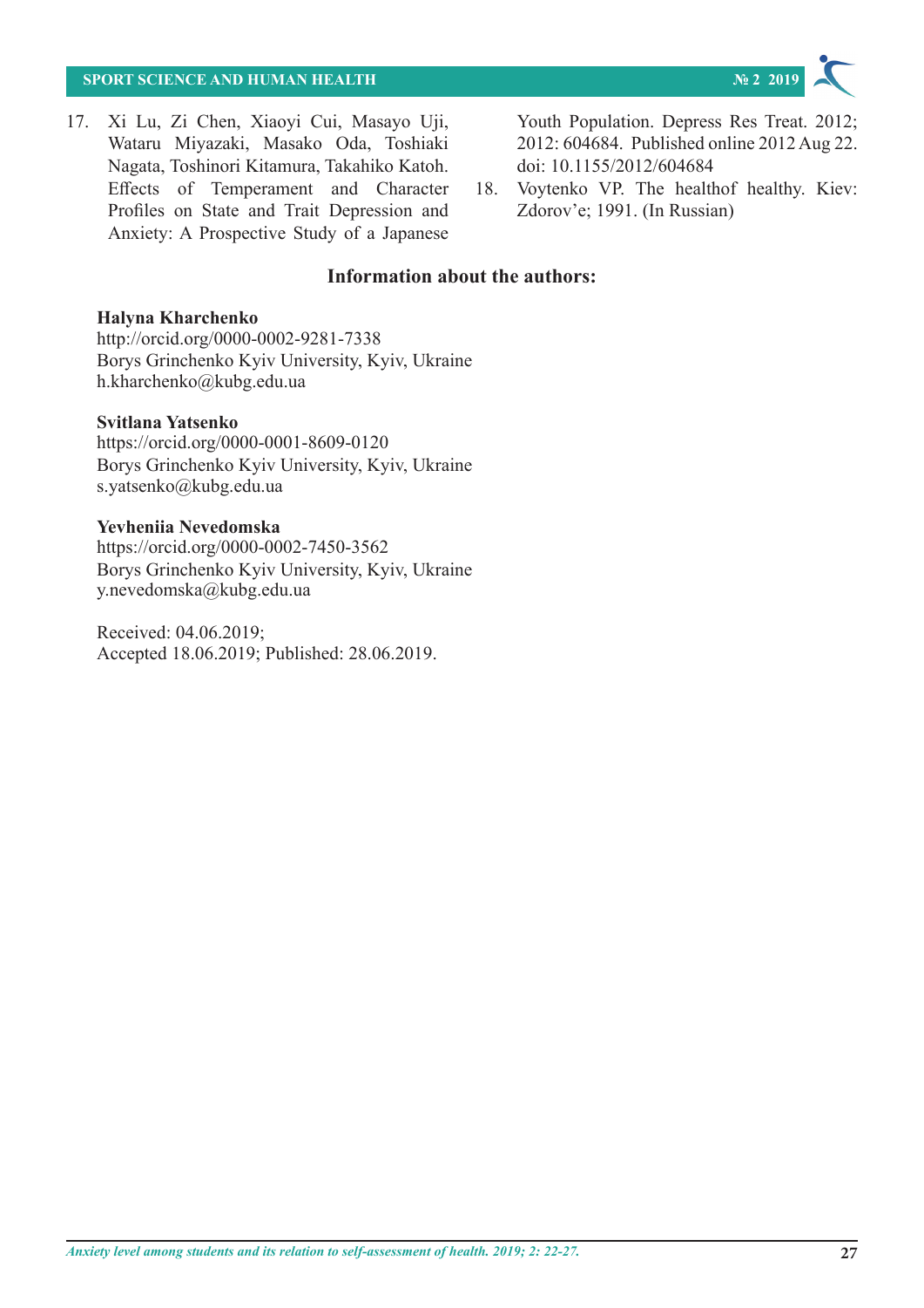17. Xi Lu, Zi Chen, Xiaoyi Cui, Masayo Uji, Wataru Miyazaki, Masako Oda, Toshiaki Nagata, Toshinori Kitamura, Takahiko Katoh. Effects of Temperament and Character Profiles on State and Trait Depression and Anxiety: A Prospective Study of a Japanese Youth Population. Depress Res Treat. 2012; 2012: 604684. Published online 2012 Aug 22. doi: 10.1155/2012/604684
18. Voytenko VP. The healthof healthy. Kiev: Zdorov'e; 1991. (In Russian)

## Information about the authors:

**Halyna Kharchenko**
http://orcid.org/0000-0002-9281-7338
Borys Grinchenko Kyiv University, Kyiv, Ukraine
h.kharchenko@kubg.edu.ua

**Svitlana Yatsenko**
https://orcid.org/0000-0001-8609-0120
Borys Grinchenko Kyiv University, Kyiv, Ukraine
s.yatsenko@kubg.edu.ua

**Yevheniia Nevedomska**
https://orcid.org/0000-0002-7450-3562
Borys Grinchenko Kyiv University, Kyiv, Ukraine
y.nevedomska@kubg.edu.ua

Received: 04.06.2019;
Accepted 18.06.2019; Published: 28.06.2019.